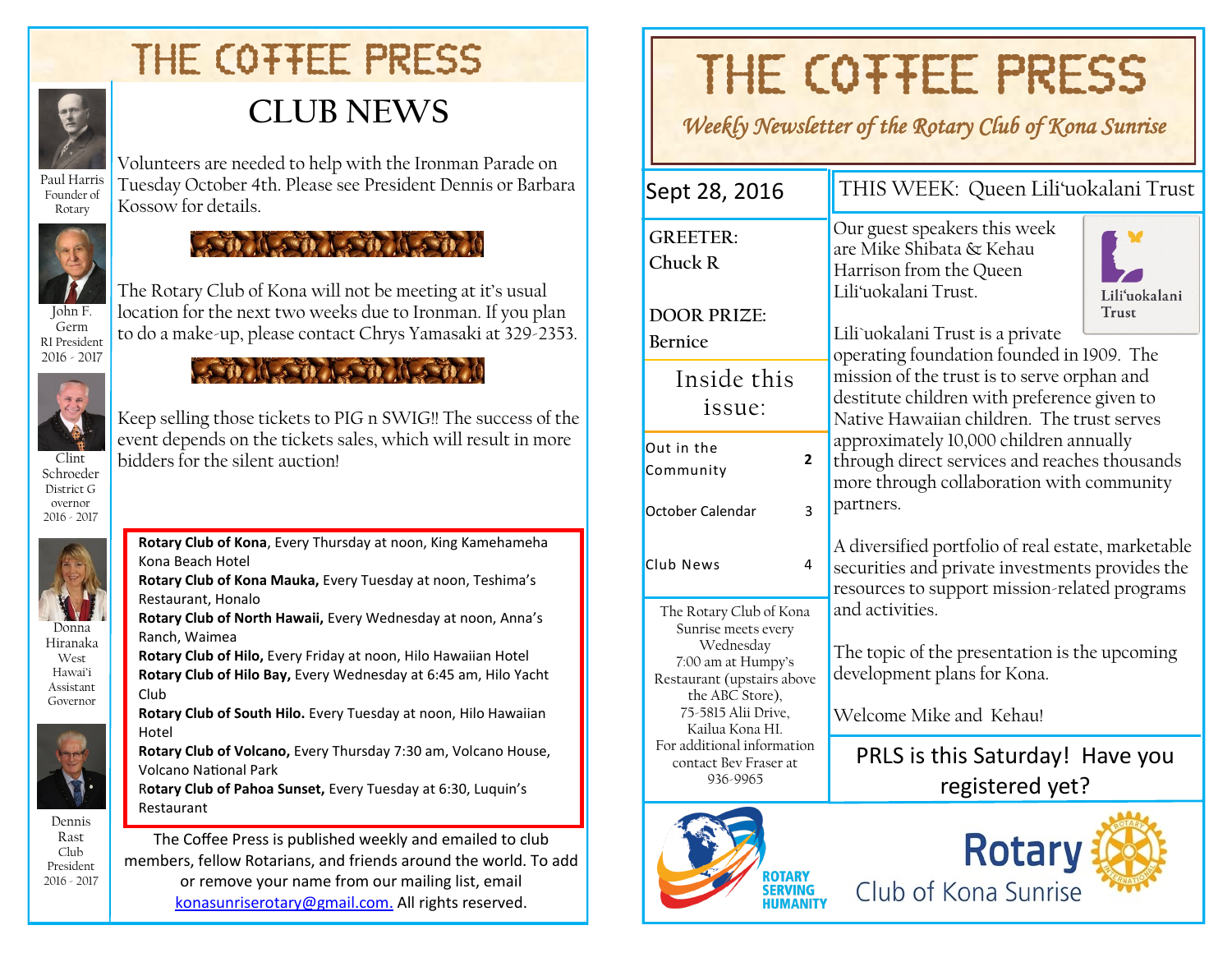# THE COFFEE PRESS

## CLUB NEWS

Paul Harris Founder of Rotary

John F. Germ RI President 2016 - 2017

Clint Schroeder District Governor 2016 - 2017

Donna Hiranaka West Hawai'i Assistant Governor

Dennis Rast Club President 2016 - 2017

Volunteers are needed to help with the Ironman Parade on Tuesday October 4th. Please see President Dennis or Barbara Kossow for details.

The Rotary Club of Kona will not be meeting at it's usual location for the next two weeks due to Ironman. If you plan to do a make-up, please contact Chrys Yamasaki at 329-2353.

Keep selling those tickets to PIG n SWIG!! The success of the event depends on the tickets sales, which will result in more bidders for the silent auction!

**Rotary Club of Kona**, Every Thursday at noon, King Kamehameha Kona Beach Hotel
**Rotary Club of Kona Mauka,** Every Tuesday at noon, Teshima's Restaurant, Honalo
**Rotary Club of North Hawaii,** Every Wednesday at noon, Anna's Ranch, Waimea
**Rotary Club of Hilo,** Every Friday at noon, Hilo Hawaiian Hotel
**Rotary Club of Hilo Bay,** Every Wednesday at 6:45 am, Hilo Yacht Club
**Rotary Club of South Hilo.** Every Tuesday at noon, Hilo Hawaiian Hotel
**Rotary Club of Volcano,** Every Thursday 7:30 am, Volcano House, Volcano National Park
**Rotary Club of Pahoa Sunset,** Every Tuesday at 6:30, Luquin's Restaurant

The Coffee Press is published weekly and emailed to club members, fellow Rotarians, and friends around the world. To add or remove your name from our mailing list, email konasunriserotary@gmail.com. All rights reserved.

# THE COFFEE PRESS

*Weekly Newsletter of the Rotary Club of Kona Sunrise*

Sept 28, 2016

GREETER: Chuck R

DOOR PRIZE: Bernice

**Inside this issue:**

| | |
|---|---|
| Out in the Community | 2 |
| October Calendar | 3 |
| Club News | 4 |

The Rotary Club of Kona Sunrise meets every Wednesday 7:00 am at Humpy's Restaurant (upstairs above the ABC Store), 75-5815 Alii Drive, Kailua Kona HI. For additional information contact Bev Fraser at 936-9965

## THIS WEEK: Queen Lili'uokalani Trust

Our guest speakers this week are Mike Shibata & Kehau Harrison from the Queen Lili'uokalani Trust.

Lili`uokalani Trust is a private operating foundation founded in 1909. The mission of the trust is to serve orphan and destitute children with preference given to Native Hawaiian children. The trust serves approximately 10,000 children annually through direct services and reaches thousands more through collaboration with community partners.

A diversified portfolio of real estate, marketable securities and private investments provides the resources to support mission-related programs and activities.

The topic of the presentation is the upcoming development plans for Kona.

Welcome Mike and Kehau!

PRLS is this Saturday! Have you registered yet?

ROTARY SERVING HUMANITY

Rotary Club of Kona Sunrise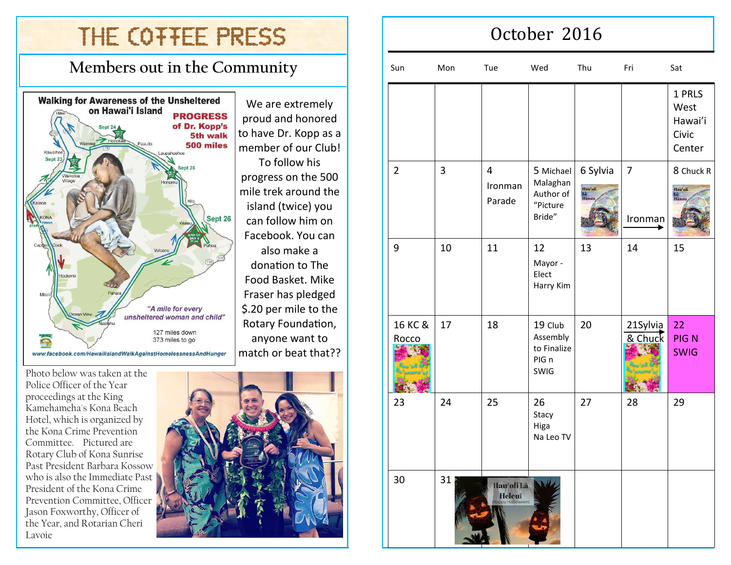# THE COFFEE PRESS

## Members out in the Community

**Walking for Awareness of the Unsheltered on Hawai'i Island**

**PROGRESS of Dr. Kopp's 5th walk 500 miles**

Hawi, Sept 24, Honokaa, Waimea, Paauilo, Kawaihae, Sept 23, Laupahoehoe, Sept 25, Waikoloa Village, Honomu, Kalaoa, Hilo, KONA FINISH, START, Sept 26, Keaau, END OF DAY 4, Pahoa, Captain Cook, Volcano, Hookena, Pahala, Milolii, Ocean View, Naalehu

*"A mile for every unsheltered woman and child"*

127 miles down
373 miles to go

www.facebook.com/HawaiiIslandWalkAgainstHomelessnessAndHunger

We are extremely proud and honored to have Dr. Kopp as a member of our Club! To follow his progress on the 500 mile trek around the island (twice) you can follow him on Facebook. You can also make a donation to The Food Basket. Mike Fraser has pledged $.20 per mile to the Rotary Foundation, anyone want to match or beat that??

Photo below was taken at the Police Officer of the Year proceedings at the King Kamehameha's Kona Beach Hotel, which is organized by the Kona Crime Prevention Committee. Pictured are Rotary Club of Kona Sunrise Past President Barbara Kossow who is also the Immediate Past President of the Kona Crime Prevention Committee, Officer Jason Foxworthy, Officer of the Year, and Rotarian Cheri Lavoie

## October 2016

| Sun | Mon | Tue | Wed | Thu | Fri | Sat |
|---|---|---|---|---|---|---|
| | | | | | | 1 PRLS West Hawai'i Civic Center |
| 2 | 3 | 4 Ironman Parade | 5 Michael Malaghan Author of "Picture Bride" | 6 Sylvia Hau'oli Lā Hānau | 7 Ironman → | 8 Chuck R Hau'oli Lā Hānau |
| 9 | 10 | 11 | 12 Mayor - Elect Harry Kim | 13 | 14 | 15 |
| 16 KC & Rocco Hau'oli Lā Ho'omana'o! | 17 | 18 | 19 Club Assembly to Finalize PIG n SWIG | 20 | 21 Sylvia & Chuck Hau'oli Lā Ho'omana'o! | 22 PIG N SWIG |
| 23 | 24 | 25 | 26 Stacy Higa Na Leo TV | 27 | 28 | 29 |
| 30 | 31 Hau'oli Lā Heleui (Happy Halloween) | | | | | |